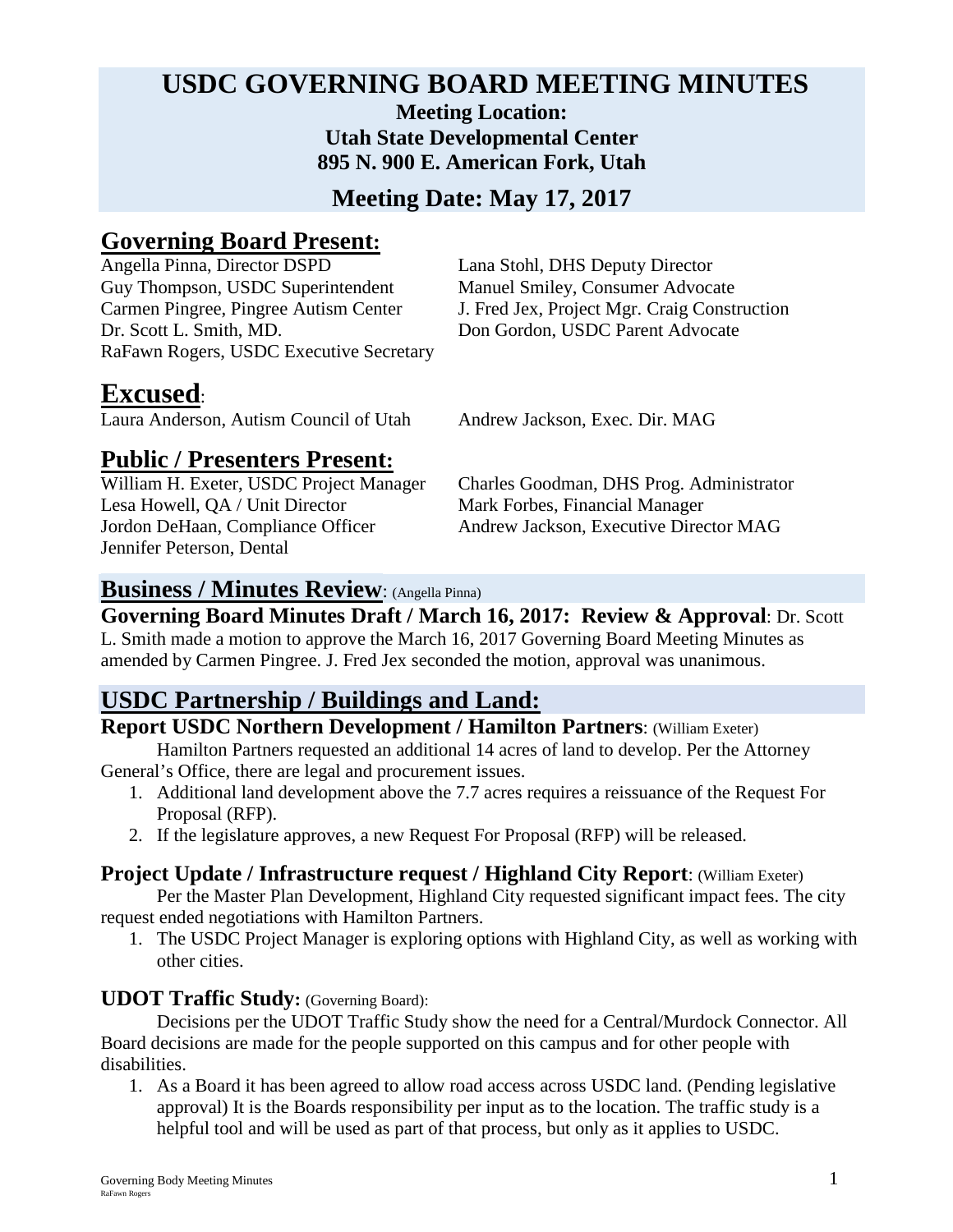# USDC GOVERNING BOARD MEETING MINUTES

**Meeting Location:**
**Utah State Developmental Center**
**895 N. 900 E. American Fork, Utah**

## Meeting Date: May 17, 2017

## Governing Board Present:

Angella Pinna, Director DSPD
Guy Thompson, USDC Superintendent
Carmen Pingree, Pingree Autism Center
Dr. Scott L. Smith, MD.
RaFawn Rogers, USDC Executive Secretary
Lana Stohl, DHS Deputy Director
Manuel Smiley, Consumer Advocate
J. Fred Jex, Project Mgr. Craig Construction
Don Gordon, USDC Parent Advocate

## Excused:

Laura Anderson, Autism Council of Utah
Andrew Jackson, Exec. Dir. MAG

## Public / Presenters Present:

William H. Exeter, USDC Project Manager
Lesa Howell, QA / Unit Director
Jordon DeHaan, Compliance Officer
Jennifer Peterson, Dental
Charles Goodman, DHS Prog. Administrator
Mark Forbes, Financial Manager
Andrew Jackson, Executive Director MAG

## Business / Minutes Review: (Angella Pinna)

**Governing Board Minutes Draft / March 16, 2017: Review & Approval**: Dr. Scott L. Smith made a motion to approve the March 16, 2017 Governing Board Meeting Minutes as amended by Carmen Pingree. J. Fred Jex seconded the motion, approval was unanimous.

## USDC Partnership / Buildings and Land:

**Report USDC Northern Development / Hamilton Partners**: (William Exeter)

Hamilton Partners requested an additional 14 acres of land to develop. Per the Attorney General's Office, there are legal and procurement issues.

1. Additional land development above the 7.7 acres requires a reissuance of the Request For Proposal (RFP).
2. If the legislature approves, a new Request For Proposal (RFP) will be released.

**Project Update / Infrastructure request / Highland City Report**: (William Exeter)

Per the Master Plan Development, Highland City requested significant impact fees. The city request ended negotiations with Hamilton Partners.

1. The USDC Project Manager is exploring options with Highland City, as well as working with other cities.

**UDOT Traffic Study:** (Governing Board):

Decisions per the UDOT Traffic Study show the need for a Central/Murdock Connector. All Board decisions are made for the people supported on this campus and for other people with disabilities.

1. As a Board it has been agreed to allow road access across USDC land. (Pending legislative approval) It is the Boards responsibility per input as to the location. The traffic study is a helpful tool and will be used as part of that process, but only as it applies to USDC.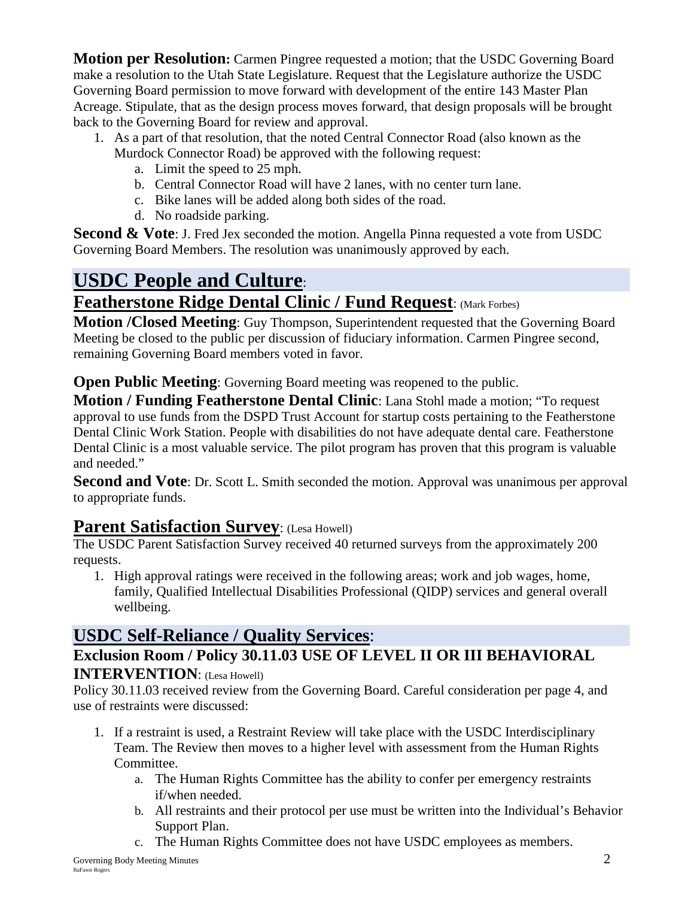**Motion per Resolution:** Carmen Pingree requested a motion; that the USDC Governing Board make a resolution to the Utah State Legislature. Request that the Legislature authorize the USDC Governing Board permission to move forward with development of the entire 143 Master Plan Acreage. Stipulate, that as the design process moves forward, that design proposals will be brought back to the Governing Board for review and approval.

1. As a part of that resolution, that the noted Central Connector Road (also known as the Murdock Connector Road) be approved with the following request:
   a. Limit the speed to 25 mph.
   b. Central Connector Road will have 2 lanes, with no center turn lane.
   c. Bike lanes will be added along both sides of the road.
   d. No roadside parking.

**Second & Vote**: J. Fred Jex seconded the motion. Angella Pinna requested a vote from USDC Governing Board Members. The resolution was unanimously approved by each.

# USDC People and Culture:

## Featherstone Ridge Dental Clinic / Fund Request: (Mark Forbes)

**Motion /Closed Meeting**: Guy Thompson, Superintendent requested that the Governing Board Meeting be closed to the public per discussion of fiduciary information. Carmen Pingree second, remaining Governing Board members voted in favor.

**Open Public Meeting**: Governing Board meeting was reopened to the public.

**Motion / Funding Featherstone Dental Clinic**: Lana Stohl made a motion; "To request approval to use funds from the DSPD Trust Account for startup costs pertaining to the Featherstone Dental Clinic Work Station. People with disabilities do not have adequate dental care. Featherstone Dental Clinic is a most valuable service. The pilot program has proven that this program is valuable and needed."

**Second and Vote**: Dr. Scott L. Smith seconded the motion. Approval was unanimous per approval to appropriate funds.

## Parent Satisfaction Survey: (Lesa Howell)

The USDC Parent Satisfaction Survey received 40 returned surveys from the approximately 200 requests.

1. High approval ratings were received in the following areas; work and job wages, home, family, Qualified Intellectual Disabilities Professional (QIDP) services and general overall wellbeing.

# USDC Self-Reliance / Quality Services:

### Exclusion Room / Policy 30.11.03 USE OF LEVEL II OR III BEHAVIORAL INTERVENTION: (Lesa Howell)

Policy 30.11.03 received review from the Governing Board. Careful consideration per page 4, and use of restraints were discussed:

1. If a restraint is used, a Restraint Review will take place with the USDC Interdisciplinary Team. The Review then moves to a higher level with assessment from the Human Rights Committee.
   a. The Human Rights Committee has the ability to confer per emergency restraints if/when needed.
   b. All restraints and their protocol per use must be written into the Individual's Behavior Support Plan.
   c. The Human Rights Committee does not have USDC employees as members.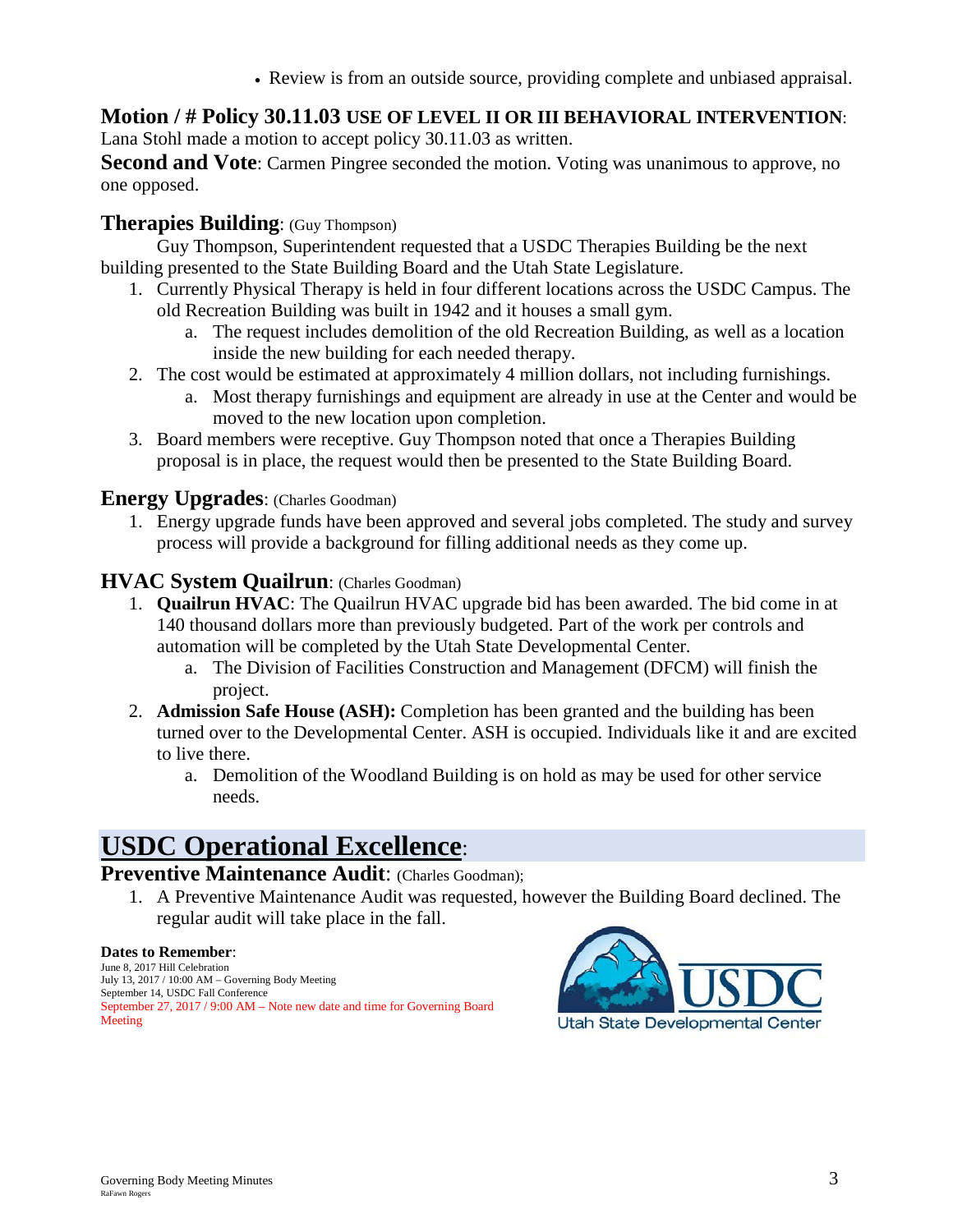- Review is from an outside source, providing complete and unbiased appraisal.

**Motion / # Policy 30.11.03 USE OF LEVEL II OR III BEHAVIORAL INTERVENTION**: Lana Stohl made a motion to accept policy 30.11.03 as written.

**Second and Vote**: Carmen Pingree seconded the motion. Voting was unanimous to approve, no one opposed.

### Therapies Building: (Guy Thompson)

Guy Thompson, Superintendent requested that a USDC Therapies Building be the next building presented to the State Building Board and the Utah State Legislature.

1. Currently Physical Therapy is held in four different locations across the USDC Campus. The old Recreation Building was built in 1942 and it houses a small gym.
    a. The request includes demolition of the old Recreation Building, as well as a location inside the new building for each needed therapy.
2. The cost would be estimated at approximately 4 million dollars, not including furnishings.
    a. Most therapy furnishings and equipment are already in use at the Center and would be moved to the new location upon completion.
3. Board members were receptive. Guy Thompson noted that once a Therapies Building proposal is in place, the request would then be presented to the State Building Board.

### Energy Upgrades: (Charles Goodman)

1. Energy upgrade funds have been approved and several jobs completed. The study and survey process will provide a background for filling additional needs as they come up.

### HVAC System Quailrun: (Charles Goodman)

1. **Quailrun HVAC**: The Quailrun HVAC upgrade bid has been awarded. The bid come in at 140 thousand dollars more than previously budgeted. Part of the work per controls and automation will be completed by the Utah State Developmental Center.
    a. The Division of Facilities Construction and Management (DFCM) will finish the project.
2. **Admission Safe House (ASH):** Completion has been granted and the building has been turned over to the Developmental Center. ASH is occupied. Individuals like it and are excited to live there.
    a. Demolition of the Woodland Building is on hold as may be used for other service needs.

## USDC Operational Excellence:

### Preventive Maintenance Audit: (Charles Goodman);

1. A Preventive Maintenance Audit was requested, however the Building Board declined. The regular audit will take place in the fall.

**Dates to Remember**:
June 8, 2017 Hill Celebration
July 13, 2017 / 10:00 AM – Governing Body Meeting
September 14, USDC Fall Conference
September 27, 2017 / 9:00 AM – Note new date and time for Governing Board Meeting

USDC
Utah State Developmental Center